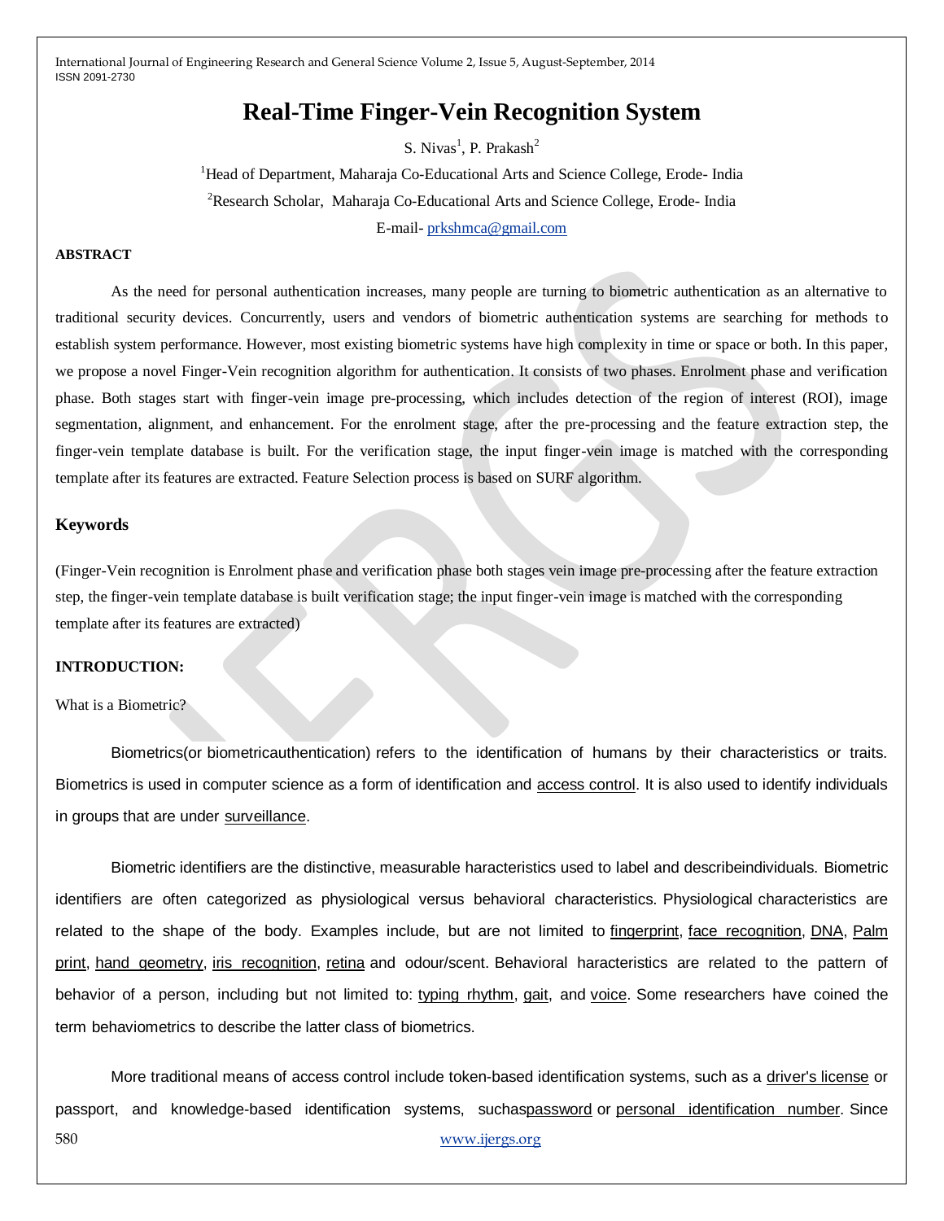# Real-Time Finger-Vein Recognition System

S. Nivas[1], P. Prakash[2]

[1]Head of Department, Maharaja Co-Educational Arts and Science College, Erode- India

[2]Research Scholar, Maharaja Co-Educational Arts and Science College, Erode- India

E-mail- prkshmca@gmail.com

**ABSTRACT**

As the need for personal authentication increases, many people are turning to biometric authentication as an alternative to traditional security devices. Concurrently, users and vendors of biometric authentication systems are searching for methods to establish system performance. However, most existing biometric systems have high complexity in time or space or both. In this paper, we propose a novel Finger-Vein recognition algorithm for authentication. It consists of two phases. Enrolment phase and verification phase. Both stages start with finger-vein image pre-processing, which includes detection of the region of interest (ROI), image segmentation, alignment, and enhancement. For the enrolment stage, after the pre-processing and the feature extraction step, the finger-vein template database is built. For the verification stage, the input finger-vein image is matched with the corresponding template after its features are extracted. Feature Selection process is based on SURF algorithm.

## Keywords

(Finger-Vein recognition is Enrolment phase and verification phase both stages vein image pre-processing after the feature extraction step, the finger-vein template database is built verification stage; the input finger-vein image is matched with the corresponding template after its features are extracted)

## INTRODUCTION:

What is a Biometric?

Biometrics(or biometricauthentication) refers to the identification of humans by their characteristics or traits. Biometrics is used in computer science as a form of identification and access control. It is also used to identify individuals in groups that are under surveillance.

Biometric identifiers are the distinctive, measurable haracteristics used to label and describeindividuals. Biometric identifiers are often categorized as physiological versus behavioral characteristics. Physiological characteristics are related to the shape of the body. Examples include, but are not limited to fingerprint, face recognition, DNA, Palm print, hand geometry, iris recognition, retina and odour/scent. Behavioral haracteristics are related to the pattern of behavior of a person, including but not limited to: typing rhythm, gait, and voice. Some researchers have coined the term behaviometrics to describe the latter class of biometrics.

More traditional means of access control include token-based identification systems, such as a driver's license or passport, and knowledge-based identification systems, suchaspassword or personal identification number. Since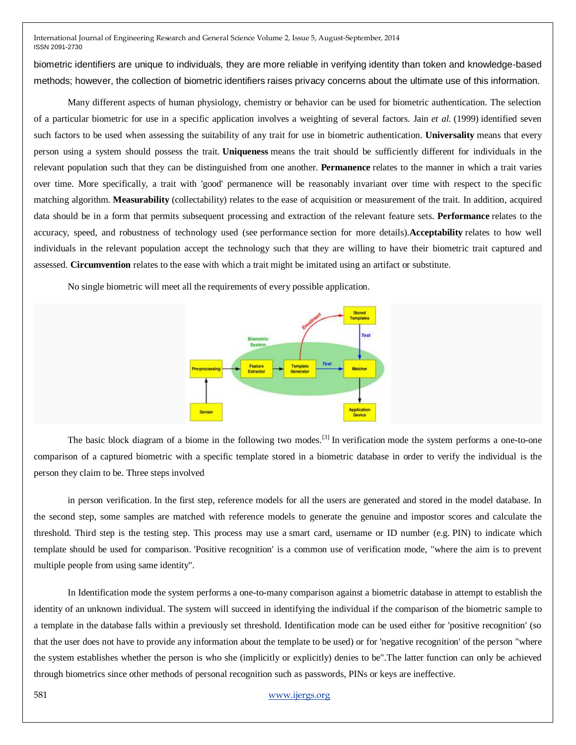biometric identifiers are unique to individuals, they are more reliable in verifying identity than token and knowledge-based methods; however, the collection of biometric identifiers raises privacy concerns about the ultimate use of this information.

Many different aspects of human physiology, chemistry or behavior can be used for biometric authentication. The selection of a particular biometric for use in a specific application involves a weighting of several factors. Jain *et al.* (1999) identified seven such factors to be used when assessing the suitability of any trait for use in biometric authentication. **Universality** means that every person using a system should possess the trait. **Uniqueness** means the trait should be sufficiently different for individuals in the relevant population such that they can be distinguished from one another. **Permanence** relates to the manner in which a trait varies over time. More specifically, a trait with 'good' permanence will be reasonably invariant over time with respect to the specific matching algorithm. **Measurability** (collectability) relates to the ease of acquisition or measurement of the trait. In addition, acquired data should be in a form that permits subsequent processing and extraction of the relevant feature sets. **Performance** relates to the accuracy, speed, and robustness of technology used (see performance section for more details).**Acceptability** relates to how well individuals in the relevant population accept the technology such that they are willing to have their biometric trait captured and assessed. **Circumvention** relates to the ease with which a trait might be imitated using an artifact or substitute.

No single biometric will meet all the requirements of every possible application.

The basic block diagram of a biome in the following two modes.[3] In verification mode the system performs a one-to-one comparison of a captured biometric with a specific template stored in a biometric database in order to verify the individual is the person they claim to be. Three steps involved

in person verification. In the first step, reference models for all the users are generated and stored in the model database. In the second step, some samples are matched with reference models to generate the genuine and impostor scores and calculate the threshold. Third step is the testing step. This process may use a smart card, username or ID number (e.g. PIN) to indicate which template should be used for comparison. 'Positive recognition' is a common use of verification mode, "where the aim is to prevent multiple people from using same identity".

In Identification mode the system performs a one-to-many comparison against a biometric database in attempt to establish the identity of an unknown individual. The system will succeed in identifying the individual if the comparison of the biometric sample to a template in the database falls within a previously set threshold. Identification mode can be used either for 'positive recognition' (so that the user does not have to provide any information about the template to be used) or for 'negative recognition' of the person "where the system establishes whether the person is who she (implicitly or explicitly) denies to be".The latter function can only be achieved through biometrics since other methods of personal recognition such as passwords, PINs or keys are ineffective.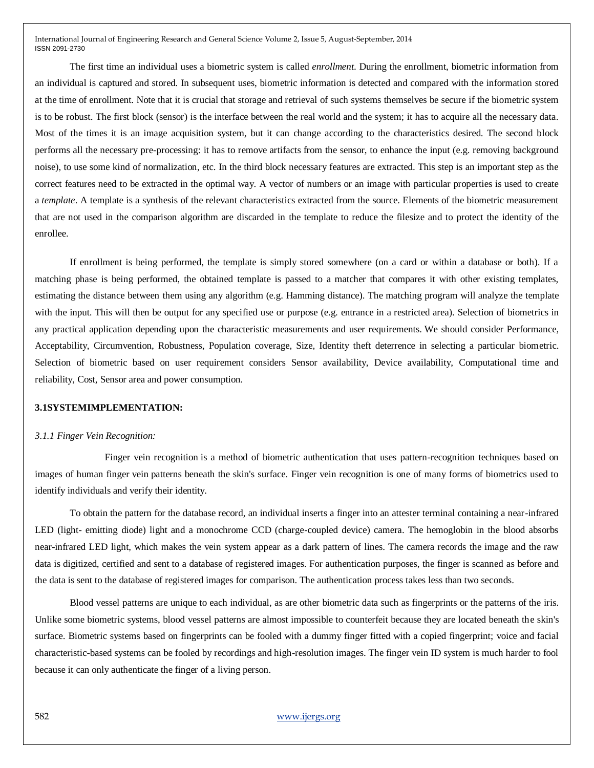The first time an individual uses a biometric system is called *enrollment*. During the enrollment, biometric information from an individual is captured and stored. In subsequent uses, biometric information is detected and compared with the information stored at the time of enrollment. Note that it is crucial that storage and retrieval of such systems themselves be secure if the biometric system is to be robust. The first block (sensor) is the interface between the real world and the system; it has to acquire all the necessary data. Most of the times it is an image acquisition system, but it can change according to the characteristics desired. The second block performs all the necessary pre-processing: it has to remove artifacts from the sensor, to enhance the input (e.g. removing background noise), to use some kind of normalization, etc. In the third block necessary features are extracted. This step is an important step as the correct features need to be extracted in the optimal way. A vector of numbers or an image with particular properties is used to create a *template*. A template is a synthesis of the relevant characteristics extracted from the source. Elements of the biometric measurement that are not used in the comparison algorithm are discarded in the template to reduce the filesize and to protect the identity of the enrollee.

If enrollment is being performed, the template is simply stored somewhere (on a card or within a database or both). If a matching phase is being performed, the obtained template is passed to a matcher that compares it with other existing templates, estimating the distance between them using any algorithm (e.g. Hamming distance). The matching program will analyze the template with the input. This will then be output for any specified use or purpose (e.g. entrance in a restricted area). Selection of biometrics in any practical application depending upon the characteristic measurements and user requirements. We should consider Performance, Acceptability, Circumvention, Robustness, Population coverage, Size, Identity theft deterrence in selecting a particular biometric. Selection of biometric based on user requirement considers Sensor availability, Device availability, Computational time and reliability, Cost, Sensor area and power consumption.

**3.1SYSTEMIMPLEMENTATION:**

*3.1.1 Finger Vein Recognition:*

Finger vein recognition is a method of biometric authentication that uses pattern-recognition techniques based on images of human finger vein patterns beneath the skin's surface. Finger vein recognition is one of many forms of biometrics used to identify individuals and verify their identity.

To obtain the pattern for the database record, an individual inserts a finger into an attester terminal containing a near-infrared LED (light- emitting diode) light and a monochrome CCD (charge-coupled device) camera. The hemoglobin in the blood absorbs near-infrared LED light, which makes the vein system appear as a dark pattern of lines. The camera records the image and the raw data is digitized, certified and sent to a database of registered images. For authentication purposes, the finger is scanned as before and the data is sent to the database of registered images for comparison. The authentication process takes less than two seconds.

Blood vessel patterns are unique to each individual, as are other biometric data such as fingerprints or the patterns of the iris. Unlike some biometric systems, blood vessel patterns are almost impossible to counterfeit because they are located beneath the skin's surface. Biometric systems based on fingerprints can be fooled with a dummy finger fitted with a copied fingerprint; voice and facial characteristic-based systems can be fooled by recordings and high-resolution images. The finger vein ID system is much harder to fool because it can only authenticate the finger of a living person.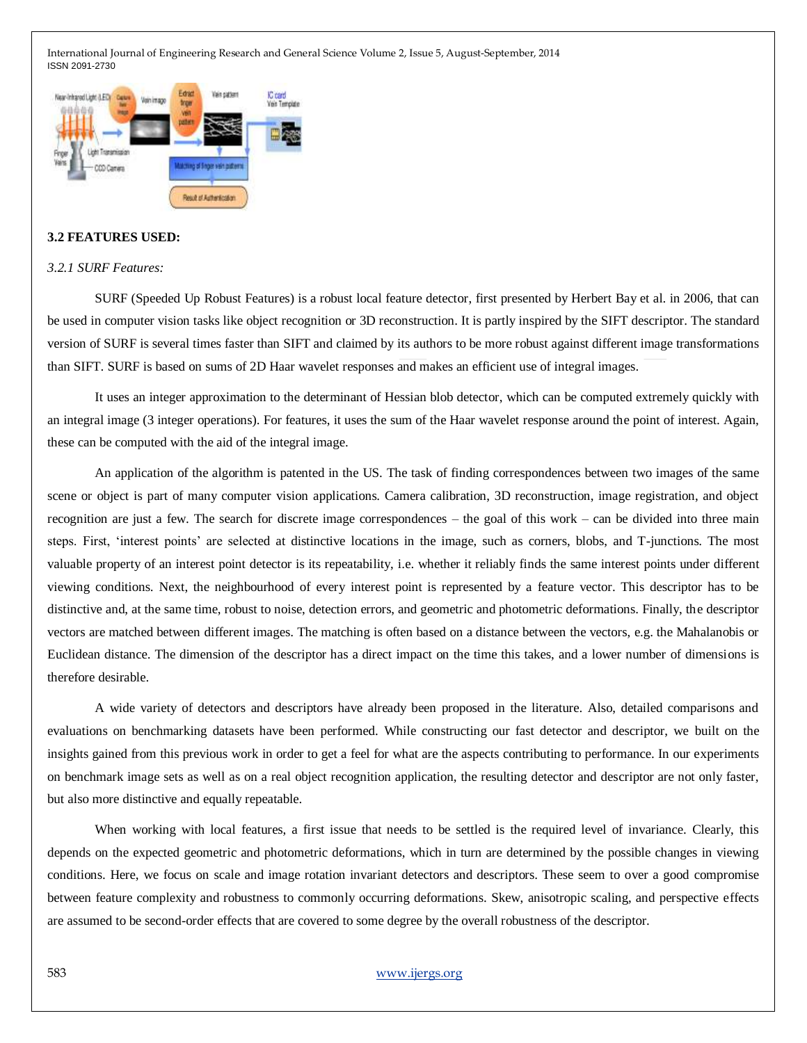### 3.2 FEATURES USED:

*3.2.1 SURF Features:*

SURF (Speeded Up Robust Features) is a robust local feature detector, first presented by Herbert Bay et al. in 2006, that can be used in computer vision tasks like object recognition or 3D reconstruction. It is partly inspired by the SIFT descriptor. The standard version of SURF is several times faster than SIFT and claimed by its authors to be more robust against different image transformations than SIFT. SURF is based on sums of 2D Haar wavelet responses and makes an efficient use of integral images.

It uses an integer approximation to the determinant of Hessian blob detector, which can be computed extremely quickly with an integral image (3 integer operations). For features, it uses the sum of the Haar wavelet response around the point of interest. Again, these can be computed with the aid of the integral image.

An application of the algorithm is patented in the US. The task of finding correspondences between two images of the same scene or object is part of many computer vision applications. Camera calibration, 3D reconstruction, image registration, and object recognition are just a few. The search for discrete image correspondences – the goal of this work – can be divided into three main steps. First, 'interest points' are selected at distinctive locations in the image, such as corners, blobs, and T-junctions. The most valuable property of an interest point detector is its repeatability, i.e. whether it reliably finds the same interest points under different viewing conditions. Next, the neighbourhood of every interest point is represented by a feature vector. This descriptor has to be distinctive and, at the same time, robust to noise, detection errors, and geometric and photometric deformations. Finally, the descriptor vectors are matched between different images. The matching is often based on a distance between the vectors, e.g. the Mahalanobis or Euclidean distance. The dimension of the descriptor has a direct impact on the time this takes, and a lower number of dimensions is therefore desirable.

A wide variety of detectors and descriptors have already been proposed in the literature. Also, detailed comparisons and evaluations on benchmarking datasets have been performed. While constructing our fast detector and descriptor, we built on the insights gained from this previous work in order to get a feel for what are the aspects contributing to performance. In our experiments on benchmark image sets as well as on a real object recognition application, the resulting detector and descriptor are not only faster, but also more distinctive and equally repeatable.

When working with local features, a first issue that needs to be settled is the required level of invariance. Clearly, this depends on the expected geometric and photometric deformations, which in turn are determined by the possible changes in viewing conditions. Here, we focus on scale and image rotation invariant detectors and descriptors. These seem to over a good compromise between feature complexity and robustness to commonly occurring deformations. Skew, anisotropic scaling, and perspective effects are assumed to be second-order effects that are covered to some degree by the overall robustness of the descriptor.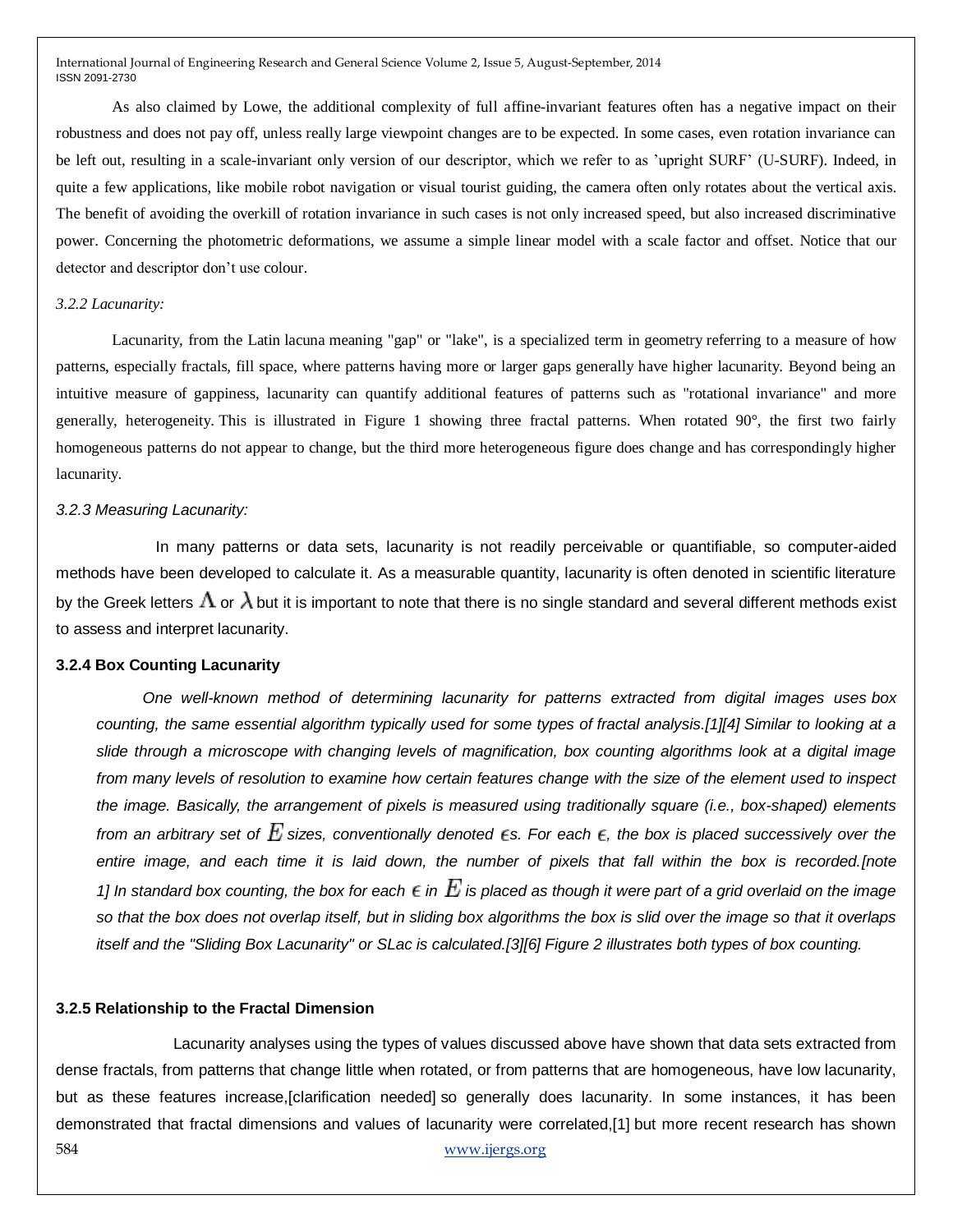As also claimed by Lowe, the additional complexity of full affine-invariant features often has a negative impact on their robustness and does not pay off, unless really large viewpoint changes are to be expected. In some cases, even rotation invariance can be left out, resulting in a scale-invariant only version of our descriptor, which we refer to as 'upright SURF' (U-SURF). Indeed, in quite a few applications, like mobile robot navigation or visual tourist guiding, the camera often only rotates about the vertical axis. The benefit of avoiding the overkill of rotation invariance in such cases is not only increased speed, but also increased discriminative power. Concerning the photometric deformations, we assume a simple linear model with a scale factor and offset. Notice that our detector and descriptor don't use colour.

*3.2.2 Lacunarity:*

Lacunarity, from the Latin lacuna meaning "gap" or "lake", is a specialized term in geometry referring to a measure of how patterns, especially fractals, fill space, where patterns having more or larger gaps generally have higher lacunarity. Beyond being an intuitive measure of gappiness, lacunarity can quantify additional features of patterns such as "rotational invariance" and more generally, heterogeneity. This is illustrated in Figure 1 showing three fractal patterns. When rotated 90°, the first two fairly homogeneous patterns do not appear to change, but the third more heterogeneous figure does change and has correspondingly higher lacunarity.

*3.2.3 Measuring Lacunarity:*

In many patterns or data sets, lacunarity is not readily perceivable or quantifiable, so computer-aided methods have been developed to calculate it. As a measurable quantity, lacunarity is often denoted in scientific literature by the Greek letters $\Lambda$ or $\lambda$ but it is important to note that there is no single standard and several different methods exist to assess and interpret lacunarity.

**3.2.4 Box Counting Lacunarity**

*One well-known method of determining lacunarity for patterns extracted from digital images uses box counting, the same essential algorithm typically used for some types of fractal analysis.[1][4] Similar to looking at a slide through a microscope with changing levels of magnification, box counting algorithms look at a digital image from many levels of resolution to examine how certain features change with the size of the element used to inspect the image. Basically, the arrangement of pixels is measured using traditionally square (i.e., box-shaped) elements from an arbitrary set of $E$ sizes, conventionally denoted $\epsilon$s. For each $\epsilon$, the box is placed successively over the entire image, and each time it is laid down, the number of pixels that fall within the box is recorded.[note 1] In standard box counting, the box for each $\epsilon$ in $E$ is placed as though it were part of a grid overlaid on the image so that the box does not overlap itself, but in sliding box algorithms the box is slid over the image so that it overlaps itself and the "Sliding Box Lacunarity" or SLac is calculated.[3][6] Figure 2 illustrates both types of box counting.*

**3.2.5 Relationship to the Fractal Dimension**

Lacunarity analyses using the types of values discussed above have shown that data sets extracted from dense fractals, from patterns that change little when rotated, or from patterns that are homogeneous, have low lacunarity, but as these features increase,[clarification needed] so generally does lacunarity. In some instances, it has been demonstrated that fractal dimensions and values of lacunarity were correlated,[1] but more recent research has shown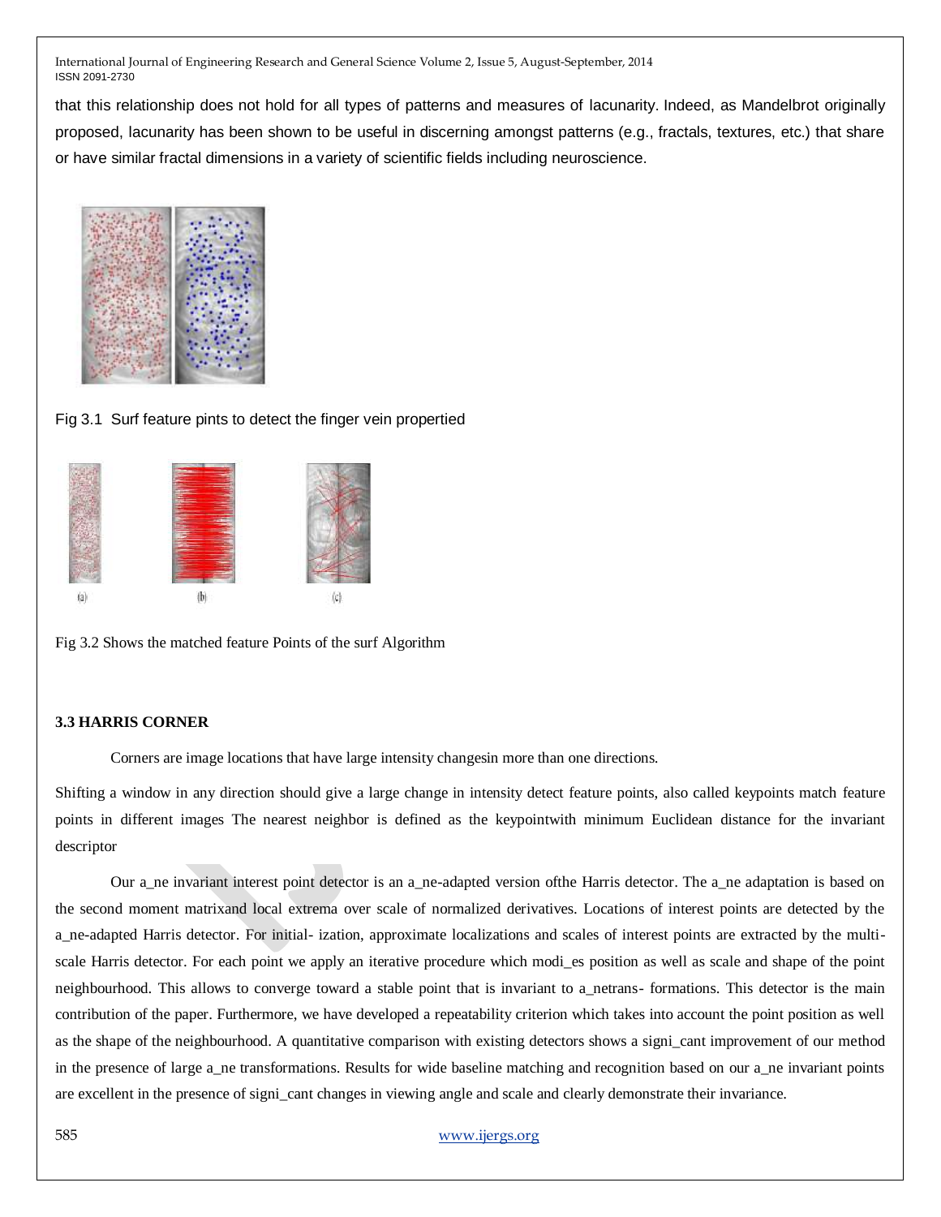that this relationship does not hold for all types of patterns and measures of lacunarity. Indeed, as Mandelbrot originally proposed, lacunarity has been shown to be useful in discerning amongst patterns (e.g., fractals, textures, etc.) that share or have similar fractal dimensions in a variety of scientific fields including neuroscience.

Fig 3.1 Surf feature pints to detect the finger vein propertied

(a) (b) (c)

Fig 3.2 Shows the matched feature Points of the surf Algorithm

### 3.3 HARRIS CORNER

Corners are image locations that have large intensity changesin in more than one directions.

Shifting a window in any direction should give a large change in intensity detect feature points, also called keypoints match feature points in different images The nearest neighbor is defined as the keypointwith minimum Euclidean distance for the invariant descriptor

Our a_ne invariant interest point detector is an a_ne-adapted version ofthe Harris detector. The a_ne adaptation is based on the second moment matrixand local extrema over scale of normalized derivatives. Locations of interest points are detected by the a_ne-adapted Harris detector. For initial- ization, approximate localizations and scales of interest points are extracted by the multi-scale Harris detector. For each point we apply an iterative procedure which modi_es position as well as scale and shape of the point neighbourhood. This allows to converge toward a stable point that is invariant to a_netrans- formations. This detector is the main contribution of the paper. Furthermore, we have developed a repeatability criterion which takes into account the point position as well as the shape of the neighbourhood. A quantitative comparison with existing detectors shows a signi_cant improvement of our method in the presence of large a_ne transformations. Results for wide baseline matching and recognition based on our a_ne invariant points are excellent in the presence of signi_cant changes in viewing angle and scale and clearly demonstrate their invariance.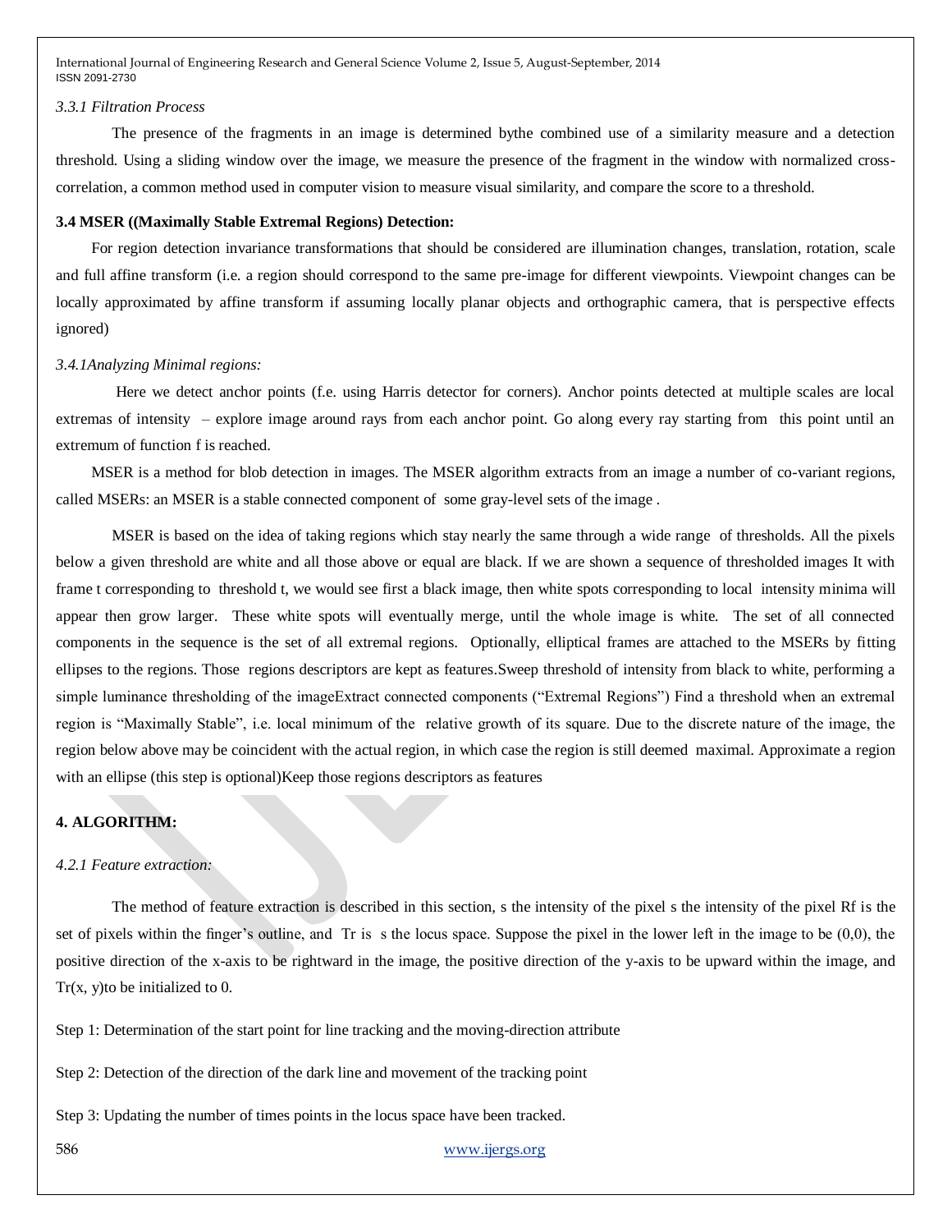*3.3.1 Filtration Process*

The presence of the fragments in an image is determined bythe combined use of a similarity measure and a detection threshold. Using a sliding window over the image, we measure the presence of the fragment in the window with normalized cross-correlation, a common method used in computer vision to measure visual similarity, and compare the score to a threshold.

**3.4 MSER ((Maximally Stable Extremal Regions) Detection:**

For region detection invariance transformations that should be considered are illumination changes, translation, rotation, scale and full affine transform (i.e. a region should correspond to the same pre-image for different viewpoints. Viewpoint changes can be locally approximated by affine transform if assuming locally planar objects and orthographic camera, that is perspective effects ignored)

*3.4.1Analyzing Minimal regions:*

Here we detect anchor points (f.e. using Harris detector for corners). Anchor points detected at multiple scales are local extremas of intensity – explore image around rays from each anchor point. Go along every ray starting from this point until an extremum of function f is reached.

MSER is a method for blob detection in images. The MSER algorithm extracts from an image a number of co-variant regions, called MSERs: an MSER is a stable connected component of some gray-level sets of the image .

MSER is based on the idea of taking regions which stay nearly the same through a wide range of thresholds. All the pixels below a given threshold are white and all those above or equal are black. If we are shown a sequence of thresholded images It with frame t corresponding to threshold t, we would see first a black image, then white spots corresponding to local intensity minima will appear then grow larger. These white spots will eventually merge, until the whole image is white. The set of all connected components in the sequence is the set of all extremal regions. Optionally, elliptical frames are attached to the MSERs by fitting ellipses to the regions. Those regions descriptors are kept as features.Sweep threshold of intensity from black to white, performing a simple luminance thresholding of the imageExtract connected components ("Extremal Regions") Find a threshold when an extremal region is "Maximally Stable", i.e. local minimum of the relative growth of its square. Due to the discrete nature of the image, the region below above may be coincident with the actual region, in which case the region is still deemed maximal. Approximate a region with an ellipse (this step is optional)Keep those regions descriptors as features

**4. ALGORITHM:**

*4.2.1 Feature extraction:*

The method of feature extraction is described in this section, s the intensity of the pixel s the intensity of the pixel Rf is the set of pixels within the finger's outline, and Tr is s the locus space. Suppose the pixel in the lower left in the image to be (0,0), the positive direction of the x-axis to be rightward in the image, the positive direction of the y-axis to be upward within the image, and Tr(x, y)to be initialized to 0.

Step 1: Determination of the start point for line tracking and the moving-direction attribute

Step 2: Detection of the direction of the dark line and movement of the tracking point

Step 3: Updating the number of times points in the locus space have been tracked.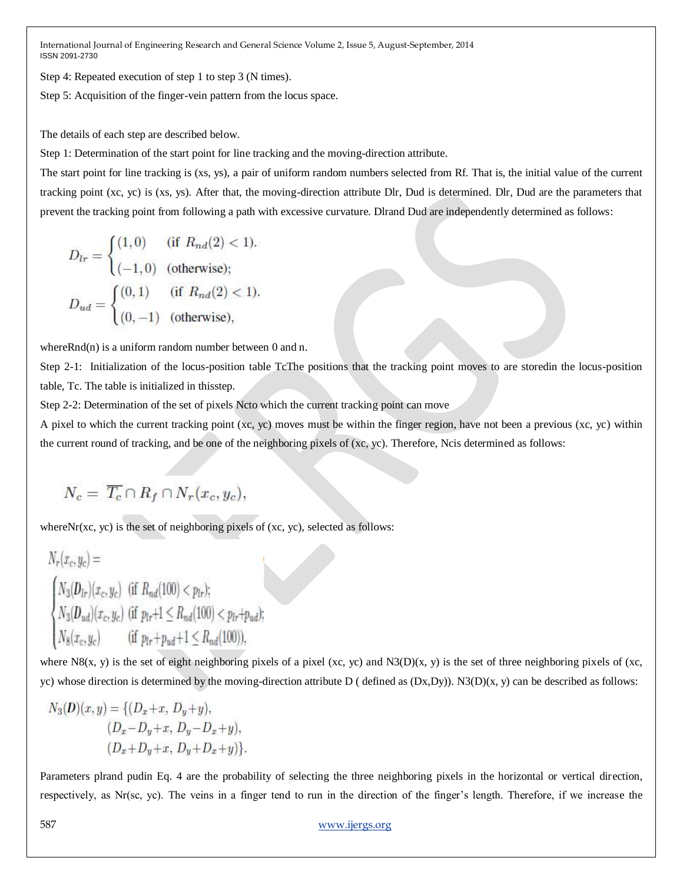Step 4: Repeated execution of step 1 to step 3 (N times).

Step 5: Acquisition of the finger-vein pattern from the locus space.

The details of each step are described below.

Step 1: Determination of the start point for line tracking and the moving-direction attribute.

The start point for line tracking is (xs, ys), a pair of uniform random numbers selected from Rf. That is, the initial value of the current tracking point (xc, yc) is (xs, ys). After that, the moving-direction attribute Dlr, Dud is determined. Dlr, Dud are the parameters that prevent the tracking point from following a path with excessive curvature. Dlrand Dud are independently determined as follows:

$$D_{lr} = \begin{cases} (1,0) & (\text{if } R_{nd}(2) < 1). \\ (-1,0) & (\text{otherwise}); \end{cases}$$
$$D_{ud} = \begin{cases} (0,1) & (\text{if } R_{nd}(2) < 1). \\ (0,-1) & (\text{otherwise}), \end{cases}$$

whereRnd(n) is a uniform random number between 0 and n.

Step 2-1: Initialization of the locus-position table TcThe positions that the tracking point moves to are storedin the locus-position table, Tc. The table is initialized in thisstep.

Step 2-2: Determination of the set of pixels Ncto which the current tracking point can move

A pixel to which the current tracking point (xc, yc) moves must be within the finger region, have not been a previous (xc, yc) within the current round of tracking, and be one of the neighboring pixels of (xc, yc). Therefore, Ncis determined as follows:

$$N_c = \overline{T_c} \cap R_f \cap N_r(x_c, y_c),$$

whereNr(xc, yc) is the set of neighboring pixels of (xc, yc), selected as follows:

$$N_r(x_c, y_c) = \begin{cases} N_3(D_{lr})(x_c, y_c) & (\text{if } R_{nd}(100) < p_{lr}); \\ N_3(D_{ud})(x_c, y_c) & (\text{if } p_{lr}+1 \le R_{nd}(100) < p_{lr}+p_{ud}); \\ N_8(x_c, y_c) & (\text{if } p_{lr}+p_{ud}+1 \le R_{nd}(100)), \end{cases}$$

where N8(x, y) is the set of eight neighboring pixels of a pixel (xc, yc) and N3(D)(x, y) is the set of three neighboring pixels of (xc, yc) whose direction is determined by the moving-direction attribute D ( defined as (Dx,Dy)). N3(D)(x, y) can be described as follows:

$$N_3(\boldsymbol{D})(x, y) = \{(D_x+x,\ D_y+y), (D_x-D_y+x,\ D_y-D_x+y), (D_x+D_y+x,\ D_y+D_x+y)\}.$$

Parameters plrand pudin Eq. 4 are the probability of selecting the three neighboring pixels in the horizontal or vertical direction, respectively, as Nr(sc, yc). The veins in a finger tend to run in the direction of the finger's length. Therefore, if we increase the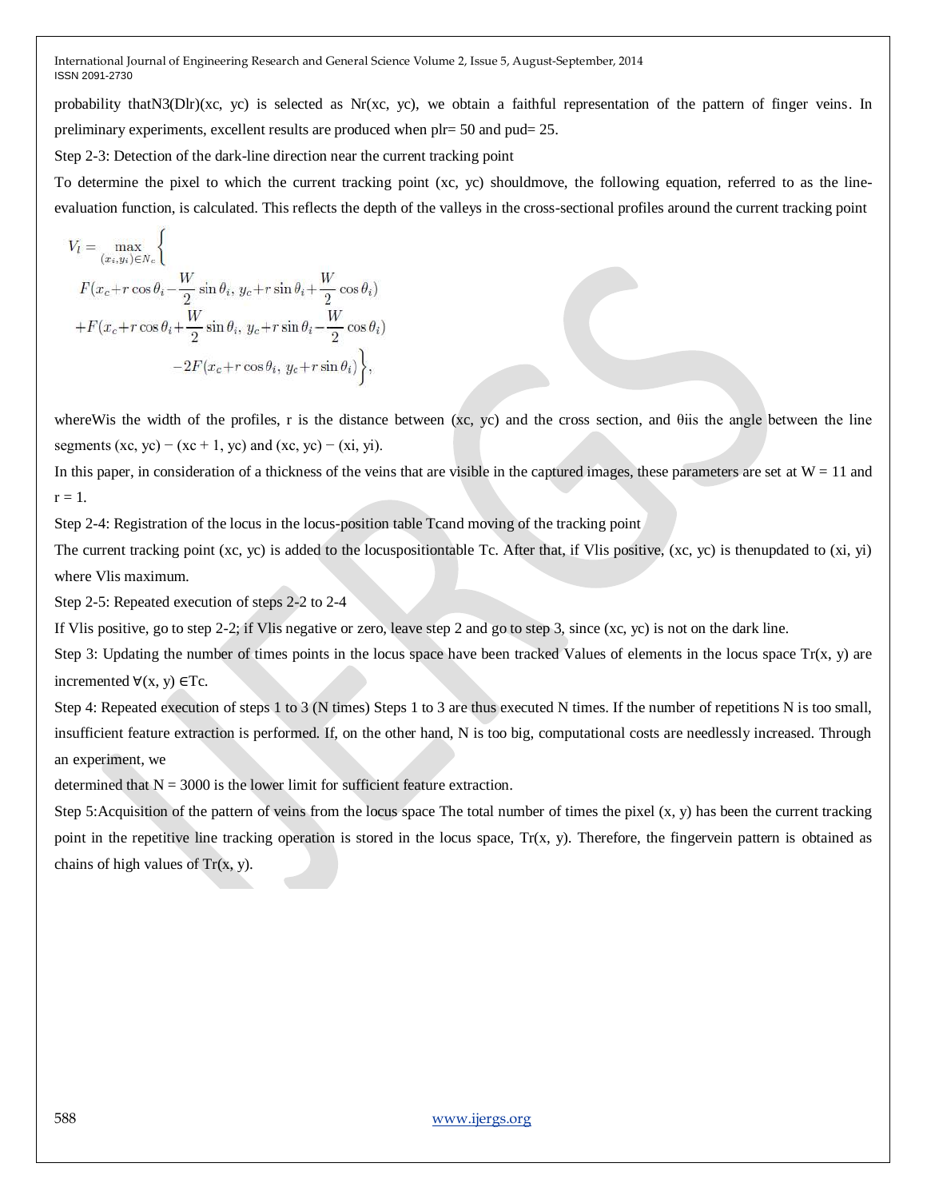probability that $N_3(D_{lr})(x_c, y_c)$ is selected as $N_r(x_c, y_c)$, we obtain a faithful representation of the pattern of finger veins. In preliminary experiments, excellent results are produced when $p_{lr}$= 50 and $p_{ud}$= 25.

Step 2-3: Detection of the dark-line direction near the current tracking point

To determine the pixel to which the current tracking point (xc, yc) shouldmove, the following equation, referred to as the line-evaluation function, is calculated. This reflects the depth of the valleys in the cross-sectional profiles around the current tracking point

$$V_l = \max_{(x_i,y_i)\in N_c} \Big\{ F(x_c+r\cos\theta_i - \frac{W}{2}\sin\theta_i,\ y_c+r\sin\theta_i+\frac{W}{2}\cos\theta_i) + F(x_c+r\cos\theta_i+\frac{W}{2}\sin\theta_i,\ y_c+r\sin\theta_i-\frac{W}{2}\cos\theta_i) - 2F(x_c+r\cos\theta_i,\ y_c+r\sin\theta_i) \Big\},$$

whereWis the width of the profiles, r is the distance between (xc, yc) and the cross section, and $\theta_i$is the angle between the line segments (xc, yc) − (xc + 1, yc) and (xc, yc) − (xi, yi).

In this paper, in consideration of a thickness of the veins that are visible in the captured images, these parameters are set at W = 11 and r = 1.

Step 2-4: Registration of the locus in the locus-position table Tcand moving of the tracking point

The current tracking point (xc, yc) is added to the locuspositiontable Tc. After that, if Vlis positive, (xc, yc) is thenupdated to (xi, yi) where Vlis maximum.

Step 2-5: Repeated execution of steps 2-2 to 2-4

If Vlis positive, go to step 2-2; if Vlis negative or zero, leave step 2 and go to step 3, since (xc, yc) is not on the dark line.

Step 3: Updating the number of times points in the locus space have been tracked Values of elements in the locus space Tr(x, y) are incremented $\forall$(x, y) $\in$Tc.

Step 4: Repeated execution of steps 1 to 3 (N times) Steps 1 to 3 are thus executed N times. If the number of repetitions N is too small, insufficient feature extraction is performed. If, on the other hand, N is too big, computational costs are needlessly increased. Through an experiment, we

determined that N = 3000 is the lower limit for sufficient feature extraction.

Step 5:Acquisition of the pattern of veins from the locus space The total number of times the pixel (x, y) has been the current tracking point in the repetitive line tracking operation is stored in the locus space, Tr(x, y). Therefore, the fingervein pattern is obtained as chains of high values of Tr(x, y).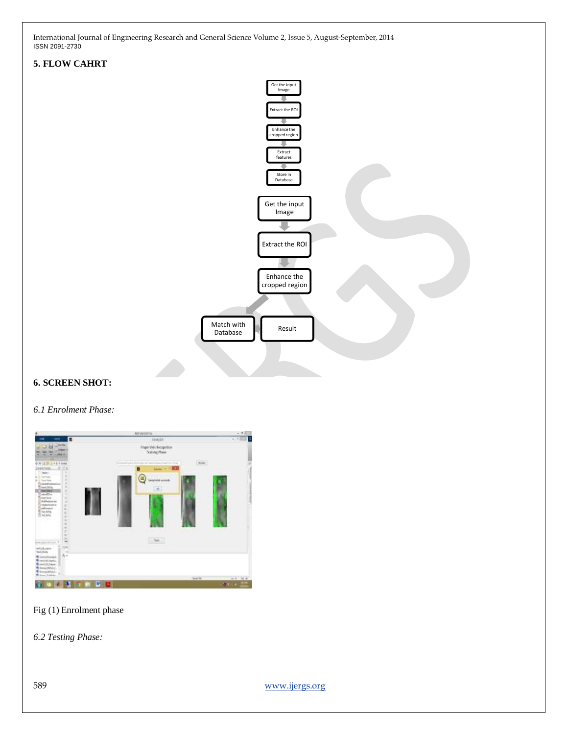## 5. FLOW CAHRT

Get the input Image

Extract the ROI

Enhance the cropped region

Extract features

Store in Database

Get the input Image

Extract the ROI

Enhance the cropped region

Match with Database

Result

## 6. SCREEN SHOT:

### *6.1 Enrolment Phase:*

Fig (1) Enrolment phase

### *6.2 Testing Phase:*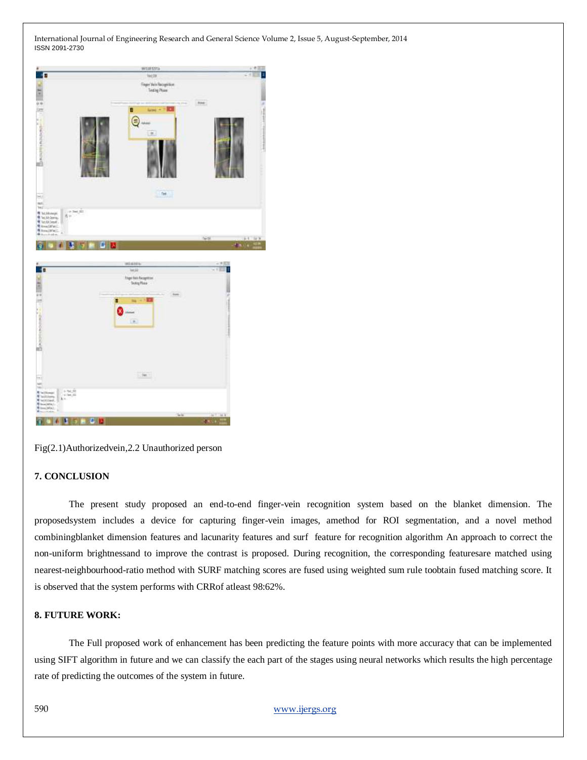Fig(2.1)Authorizedvein,2.2 Unauthorized person

## 7. CONCLUSION

The present study proposed an end-to-end finger-vein recognition system based on the blanket dimension. The proposedsystem includes a device for capturing finger-vein images, amethod for ROI segmentation, and a novel method combiningblanket dimension features and lacunarity features and surf feature for recognition algorithm An approach to correct the non-uniform brightnessand to improve the contrast is proposed. During recognition, the corresponding featuresare matched using nearest-neighbourhood-ratio method with SURF matching scores are fused using weighted sum rule toobtain fused matching score. It is observed that the system performs with CRRof atleast 98:62%.

## 8. FUTURE WORK:

The Full proposed work of enhancement has been predicting the feature points with more accuracy that can be implemented using SIFT algorithm in future and we can classify the each part of the stages using neural networks which results the high percentage rate of predicting the outcomes of the system in future.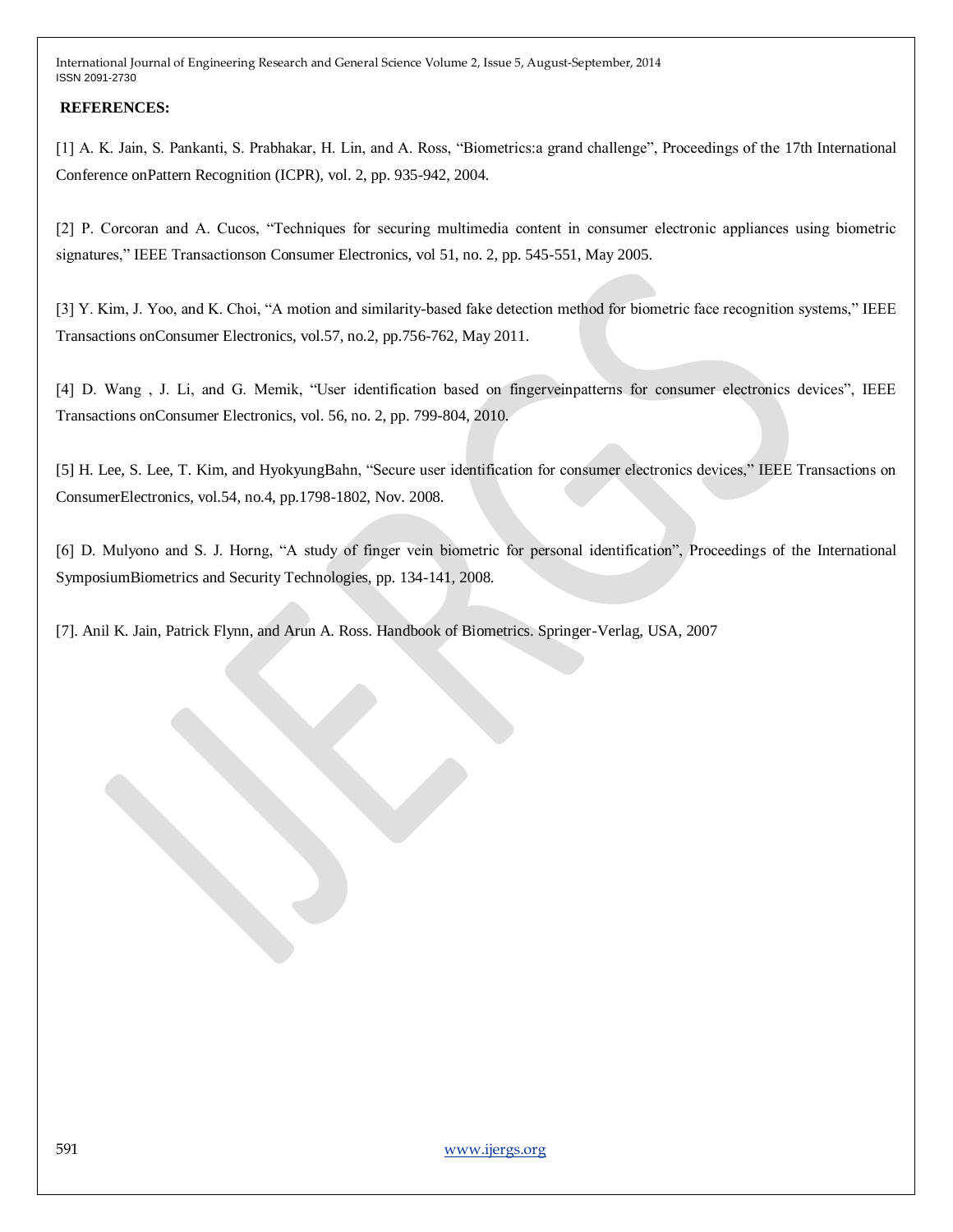**REFERENCES:**

[1] A. K. Jain, S. Pankanti, S. Prabhakar, H. Lin, and A. Ross, "Biometrics:a grand challenge", Proceedings of the 17th International Conference onPattern Recognition (ICPR), vol. 2, pp. 935-942, 2004.

[2] P. Corcoran and A. Cucos, "Techniques for securing multimedia content in consumer electronic appliances using biometric signatures," IEEE Transactionson Consumer Electronics, vol 51, no. 2, pp. 545-551, May 2005.

[3] Y. Kim, J. Yoo, and K. Choi, "A motion and similarity-based fake detection method for biometric face recognition systems," IEEE Transactions onConsumer Electronics, vol.57, no.2, pp.756-762, May 2011.

[4] D. Wang , J. Li, and G. Memik, "User identification based on fingerveinpatterns for consumer electronics devices", IEEE Transactions onConsumer Electronics, vol. 56, no. 2, pp. 799-804, 2010.

[5] H. Lee, S. Lee, T. Kim, and HyokyungBahn, "Secure user identification for consumer electronics devices," IEEE Transactions on ConsumerElectronics, vol.54, no.4, pp.1798-1802, Nov. 2008.

[6] D. Mulyono and S. J. Horng, "A study of finger vein biometric for personal identification", Proceedings of the International SymposiumBiometrics and Security Technologies, pp. 134-141, 2008.

[7]. Anil K. Jain, Patrick Flynn, and Arun A. Ross. Handbook of Biometrics. Springer-Verlag, USA, 2007